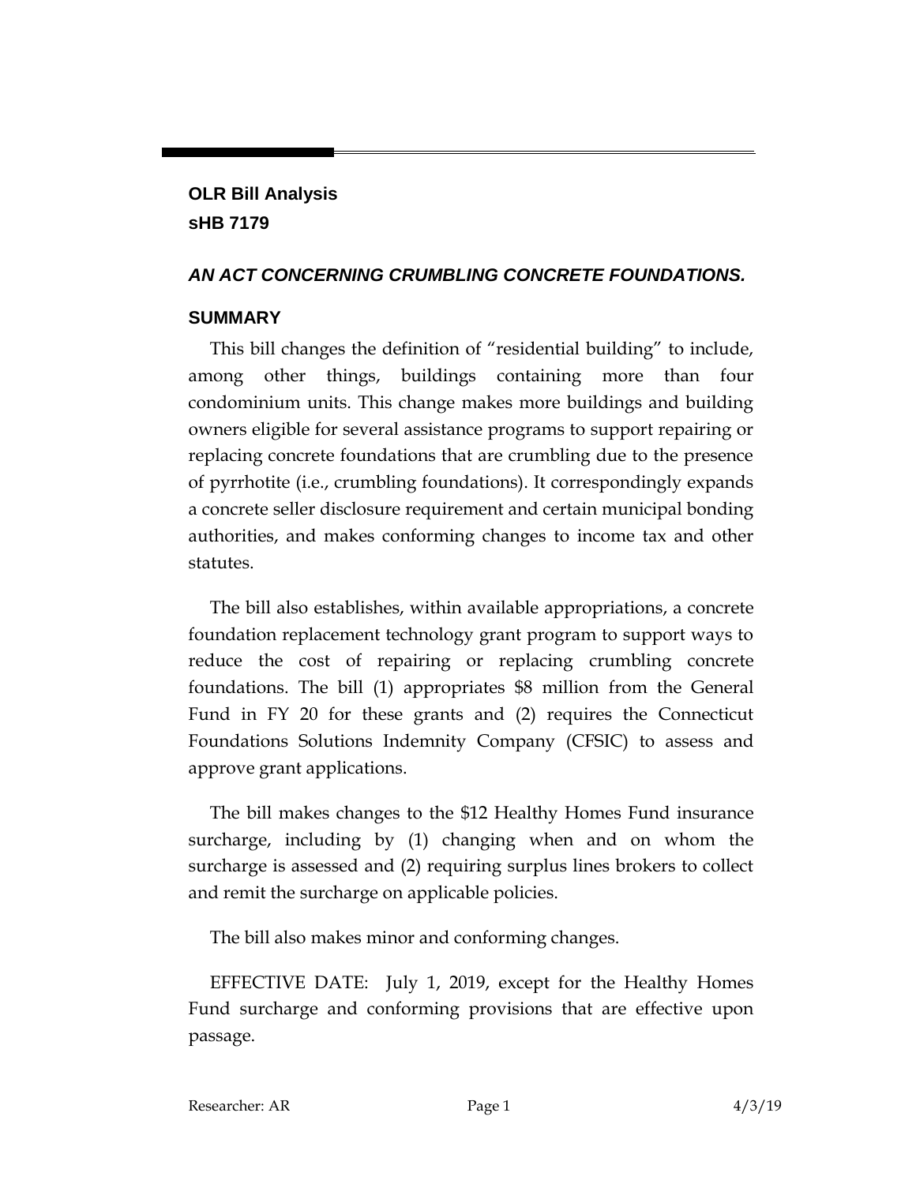**OLR Bill Analysis**
**sHB 7179**

***AN ACT CONCERNING CRUMBLING CONCRETE FOUNDATIONS.***

## SUMMARY

This bill changes the definition of "residential building" to include, among other things, buildings containing more than four condominium units. This change makes more buildings and building owners eligible for several assistance programs to support repairing or replacing concrete foundations that are crumbling due to the presence of pyrrhotite (i.e., crumbling foundations). It correspondingly expands a concrete seller disclosure requirement and certain municipal bonding authorities, and makes conforming changes to income tax and other statutes.

The bill also establishes, within available appropriations, a concrete foundation replacement technology grant program to support ways to reduce the cost of repairing or replacing crumbling concrete foundations. The bill (1) appropriates $8 million from the General Fund in FY 20 for these grants and (2) requires the Connecticut Foundations Solutions Indemnity Company (CFSIC) to assess and approve grant applications.

The bill makes changes to the $12 Healthy Homes Fund insurance surcharge, including by (1) changing when and on whom the surcharge is assessed and (2) requiring surplus lines brokers to collect and remit the surcharge on applicable policies.

The bill also makes minor and conforming changes.

EFFECTIVE DATE: July 1, 2019, except for the Healthy Homes Fund surcharge and conforming provisions that are effective upon passage.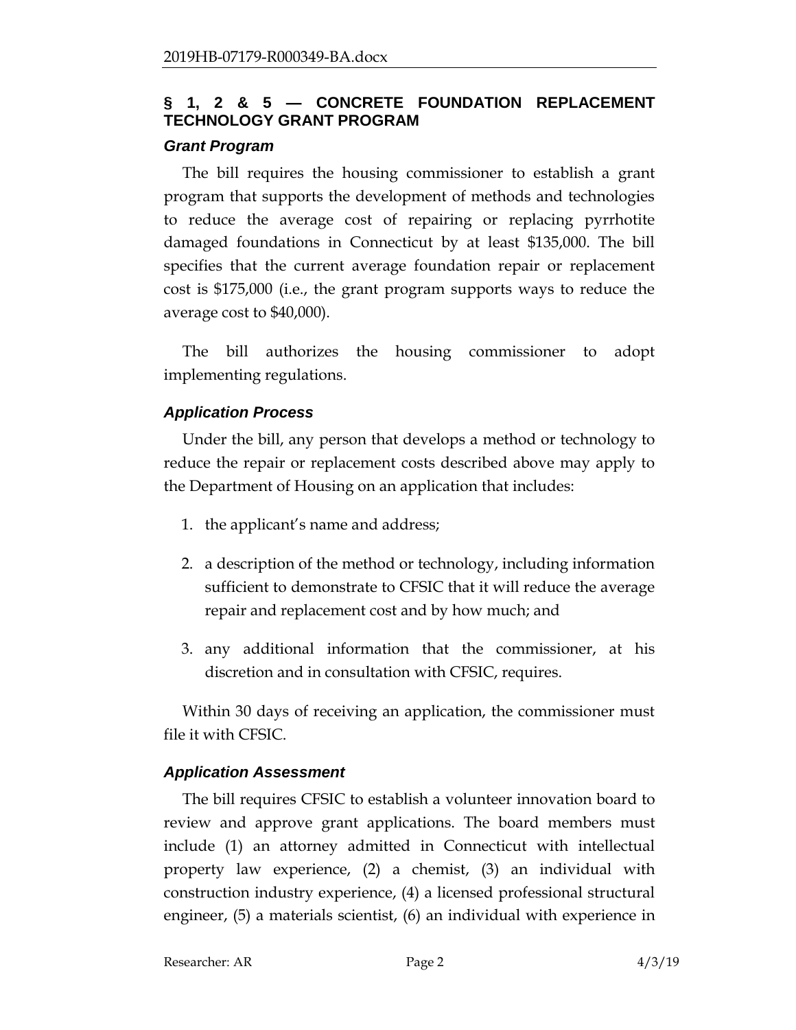## § 1, 2 & 5 — CONCRETE FOUNDATION REPLACEMENT TECHNOLOGY GRANT PROGRAM

### *Grant Program*

The bill requires the housing commissioner to establish a grant program that supports the development of methods and technologies to reduce the average cost of repairing or replacing pyrrhotite damaged foundations in Connecticut by at least $135,000. The bill specifies that the current average foundation repair or replacement cost is $175,000 (i.e., the grant program supports ways to reduce the average cost to $40,000).

The bill authorizes the housing commissioner to adopt implementing regulations.

### *Application Process*

Under the bill, any person that develops a method or technology to reduce the repair or replacement costs described above may apply to the Department of Housing on an application that includes:

1. the applicant's name and address;
2. a description of the method or technology, including information sufficient to demonstrate to CFSIC that it will reduce the average repair and replacement cost and by how much; and
3. any additional information that the commissioner, at his discretion and in consultation with CFSIC, requires.

Within 30 days of receiving an application, the commissioner must file it with CFSIC.

### *Application Assessment*

The bill requires CFSIC to establish a volunteer innovation board to review and approve grant applications. The board members must include (1) an attorney admitted in Connecticut with intellectual property law experience, (2) a chemist, (3) an individual with construction industry experience, (4) a licensed professional structural engineer, (5) a materials scientist, (6) an individual with experience in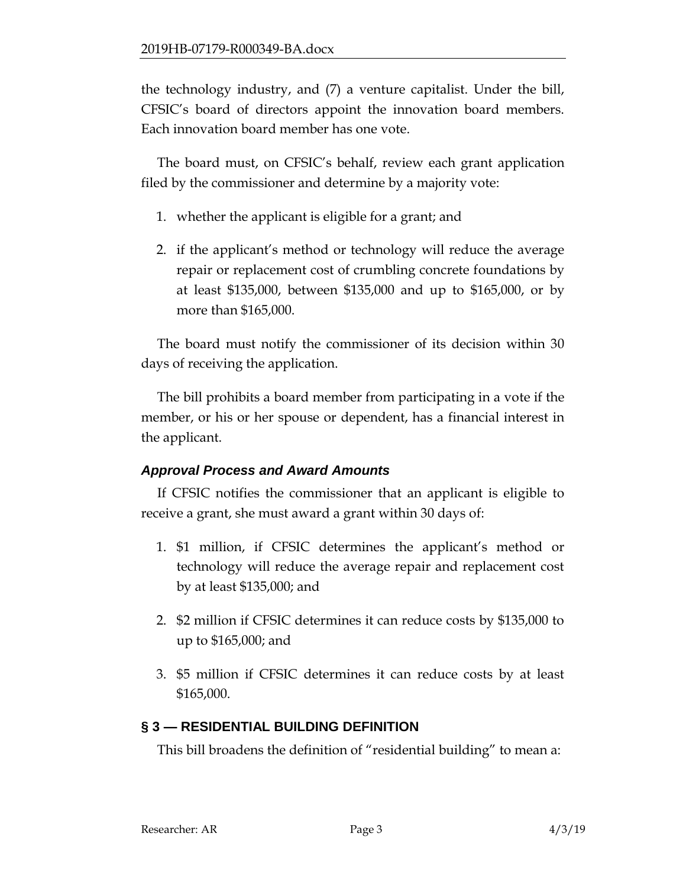the technology industry, and (7) a venture capitalist. Under the bill, CFSIC's board of directors appoint the innovation board members. Each innovation board member has one vote.

The board must, on CFSIC's behalf, review each grant application filed by the commissioner and determine by a majority vote:

1. whether the applicant is eligible for a grant; and
2. if the applicant's method or technology will reduce the average repair or replacement cost of crumbling concrete foundations by at least $135,000, between $135,000 and up to $165,000, or by more than $165,000.

The board must notify the commissioner of its decision within 30 days of receiving the application.

The bill prohibits a board member from participating in a vote if the member, or his or her spouse or dependent, has a financial interest in the applicant.

### *Approval Process and Award Amounts*

If CFSIC notifies the commissioner that an applicant is eligible to receive a grant, she must award a grant within 30 days of:

1. $1 million, if CFSIC determines the applicant's method or technology will reduce the average repair and replacement cost by at least $135,000; and
2. $2 million if CFSIC determines it can reduce costs by $135,000 to up to $165,000; and
3. $5 million if CFSIC determines it can reduce costs by at least $165,000.

## § 3 — RESIDENTIAL BUILDING DEFINITION

This bill broadens the definition of "residential building" to mean a: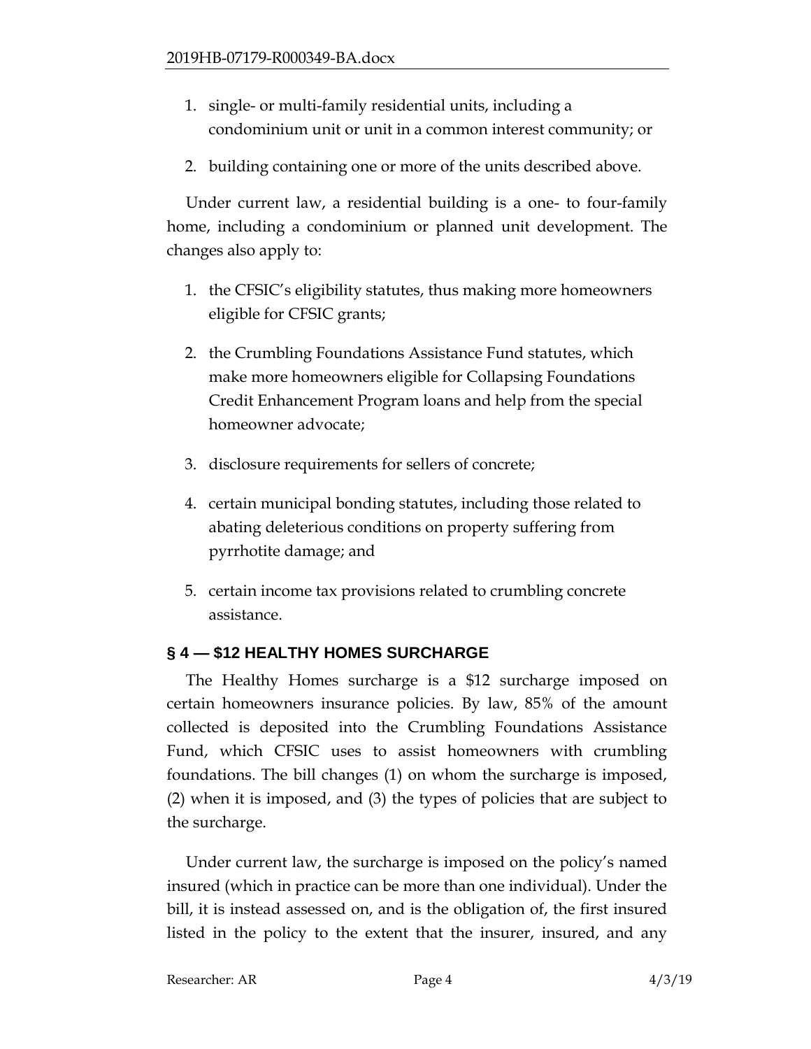1. single- or multi-family residential units, including a condominium unit or unit in a common interest community; or
2. building containing one or more of the units described above.

Under current law, a residential building is a one- to four-family home, including a condominium or planned unit development. The changes also apply to:

1. the CFSIC's eligibility statutes, thus making more homeowners eligible for CFSIC grants;
2. the Crumbling Foundations Assistance Fund statutes, which make more homeowners eligible for Collapsing Foundations Credit Enhancement Program loans and help from the special homeowner advocate;
3. disclosure requirements for sellers of concrete;
4. certain municipal bonding statutes, including those related to abating deleterious conditions on property suffering from pyrrhotite damage; and
5. certain income tax provisions related to crumbling concrete assistance.

## § 4 — $12 HEALTHY HOMES SURCHARGE

The Healthy Homes surcharge is a $12 surcharge imposed on certain homeowners insurance policies. By law, 85% of the amount collected is deposited into the Crumbling Foundations Assistance Fund, which CFSIC uses to assist homeowners with crumbling foundations. The bill changes (1) on whom the surcharge is imposed, (2) when it is imposed, and (3) the types of policies that are subject to the surcharge.

Under current law, the surcharge is imposed on the policy's named insured (which in practice can be more than one individual). Under the bill, it is instead assessed on, and is the obligation of, the first insured listed in the policy to the extent that the insurer, insured, and any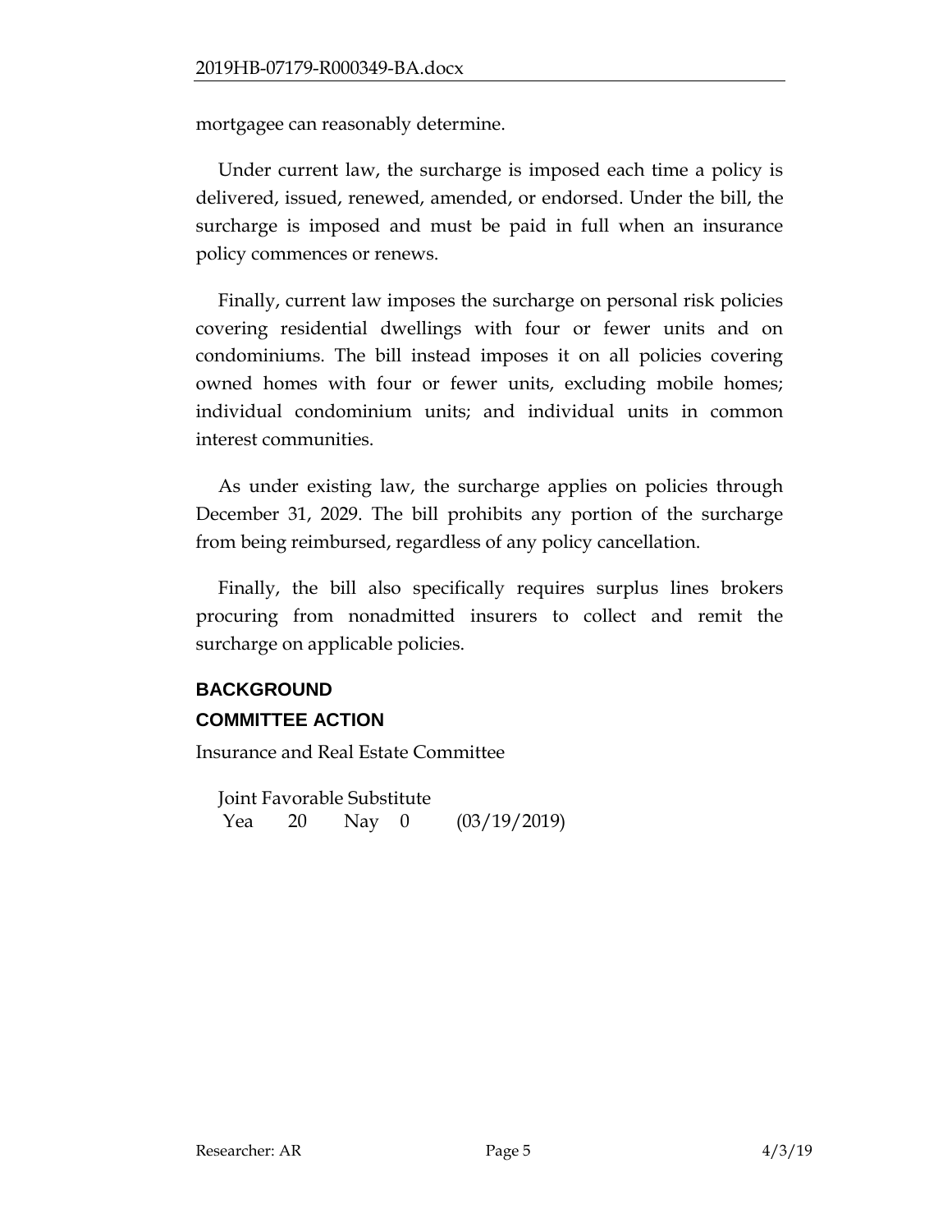mortgagee can reasonably determine.

Under current law, the surcharge is imposed each time a policy is delivered, issued, renewed, amended, or endorsed. Under the bill, the surcharge is imposed and must be paid in full when an insurance policy commences or renews.

Finally, current law imposes the surcharge on personal risk policies covering residential dwellings with four or fewer units and on condominiums. The bill instead imposes it on all policies covering owned homes with four or fewer units, excluding mobile homes; individual condominium units; and individual units in common interest communities.

As under existing law, the surcharge applies on policies through December 31, 2029. The bill prohibits any portion of the surcharge from being reimbursed, regardless of any policy cancellation.

Finally, the bill also specifically requires surplus lines brokers procuring from nonadmitted insurers to collect and remit the surcharge on applicable policies.

## BACKGROUND

## COMMITTEE ACTION

Insurance and Real Estate Committee

Joint Favorable Substitute
Yea 20 Nay 0 (03/19/2019)